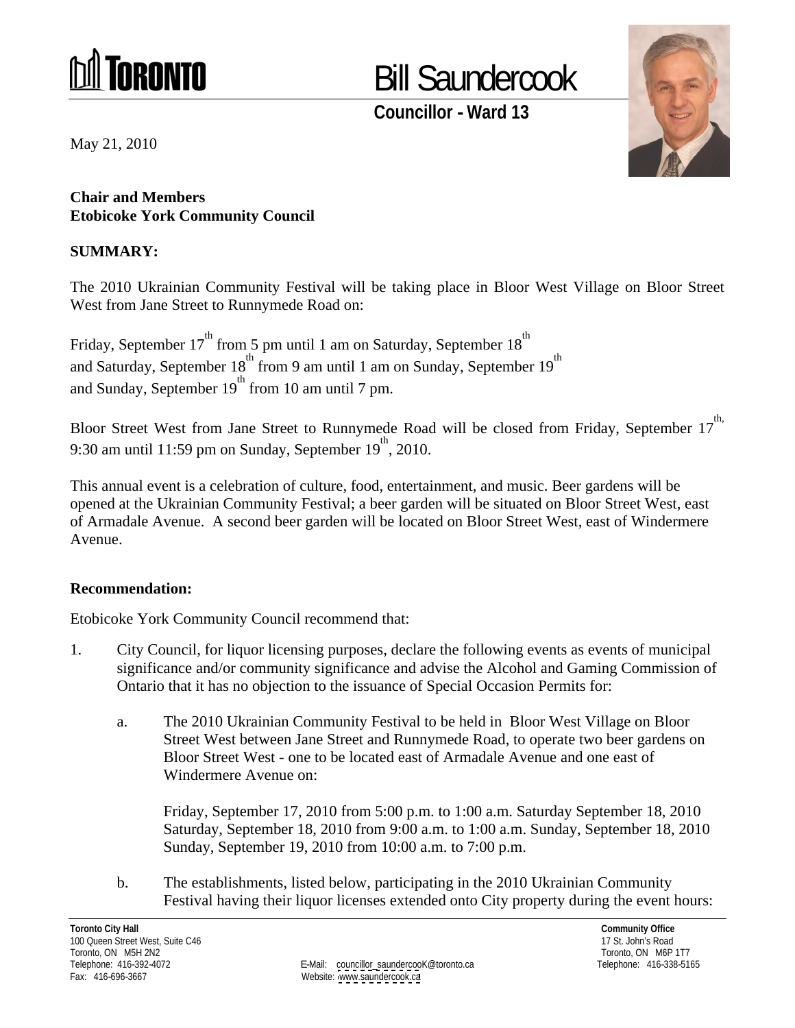# TORONTO

## Bill Saundercook

**Councillor - Ward 13**

May 21, 2010

**Chair and Members**
**Etobicoke York Community Council**

**SUMMARY:**

The 2010 Ukrainian Community Festival will be taking place in Bloor West Village on Bloor Street West from Jane Street to Runnymede Road on:

Friday, September 17th from 5 pm until 1 am on Saturday, September 18th
and Saturday, September 18th from 9 am until 1 am on Sunday, September 19th
and Sunday, September 19th from 10 am until 7 pm.

Bloor Street West from Jane Street to Runnymede Road will be closed from Friday, September 17th, 9:30 am until 11:59 pm on Sunday, September 19th, 2010.

This annual event is a celebration of culture, food, entertainment, and music. Beer gardens will be opened at the Ukrainian Community Festival; a beer garden will be situated on Bloor Street West, east of Armadale Avenue. A second beer garden will be located on Bloor Street West, east of Windermere Avenue.

**Recommendation:**

Etobicoke York Community Council recommend that:

1. City Council, for liquor licensing purposes, declare the following events as events of municipal significance and/or community significance and advise the Alcohol and Gaming Commission of Ontario that it has no objection to the issuance of Special Occasion Permits for:

   a. The 2010 Ukrainian Community Festival to be held in Bloor West Village on Bloor Street West between Jane Street and Runnymede Road, to operate two beer gardens on Bloor Street West - one to be located east of Armadale Avenue and one east of Windermere Avenue on:

      Friday, September 17, 2010 from 5:00 p.m. to 1:00 a.m. Saturday September 18, 2010
      Saturday, September 18, 2010 from 9:00 a.m. to 1:00 a.m. Sunday, September 18, 2010
      Sunday, September 19, 2010 from 10:00 a.m. to 7:00 p.m.

   b. The establishments, listed below, participating in the 2010 Ukrainian Community Festival having their liquor licenses extended onto City property during the event hours:

**Toronto City Hall**
100 Queen Street West, Suite C46
Toronto, ON M5H 2N2
Telephone: 416-392-4072
Fax: 416-696-3667

E-Mail: councillor_saundercooK@toronto.ca
Website: www.saundercook.ca

**Community Office**
17 St. John's Road
Toronto, ON M6P 1T7
Telephone: 416-338-5165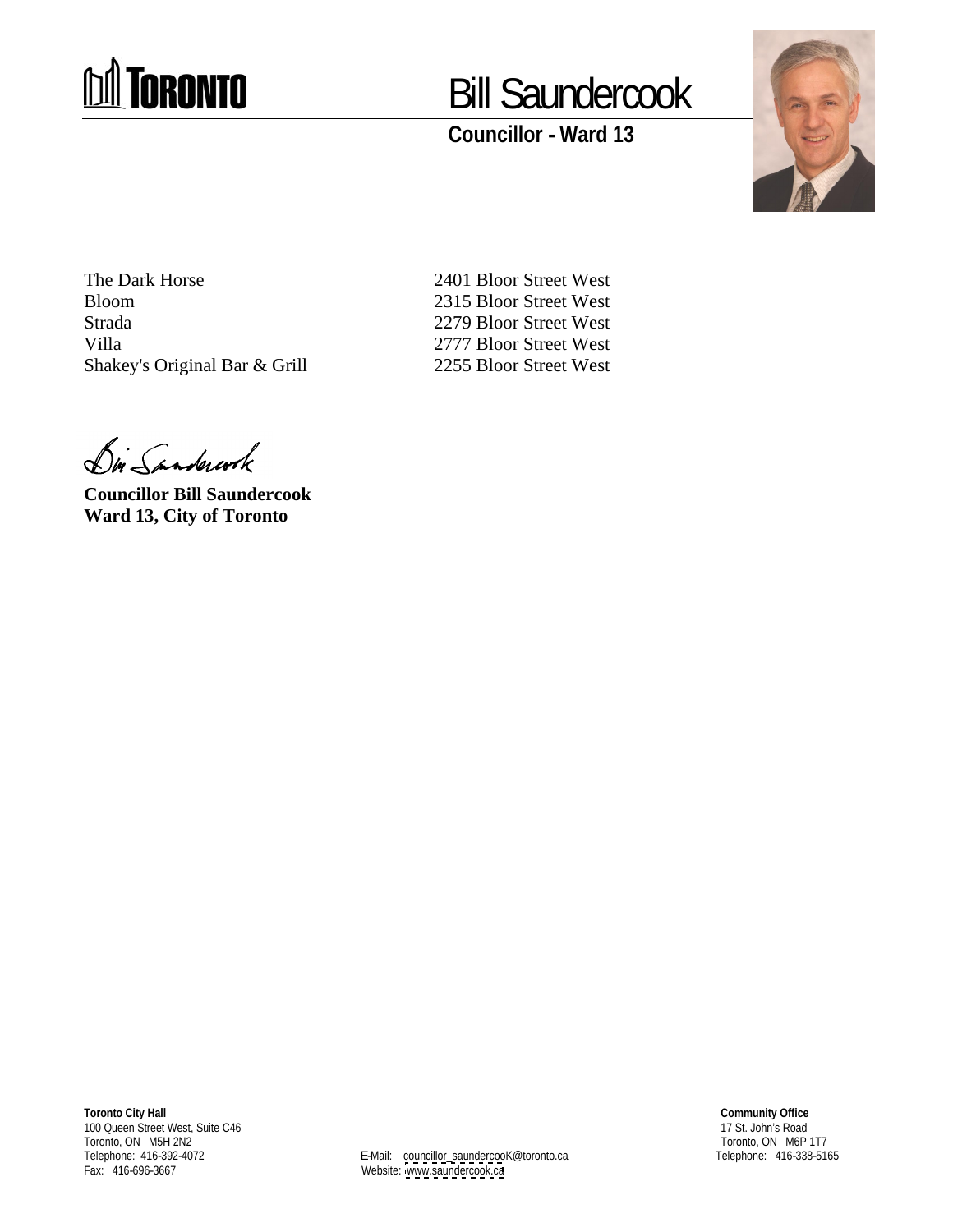| | |
|---|---|
| The Dark Horse | 2401 Bloor Street West |
| Bloom | 2315 Bloor Street West |
| Strada | 2279 Bloor Street West |
| Villa | 2777 Bloor Street West |
| Shakey's Original Bar & Grill | 2255 Bloor Street West |

**Councillor Bill Saundercook**
**Ward 13, City of Toronto**